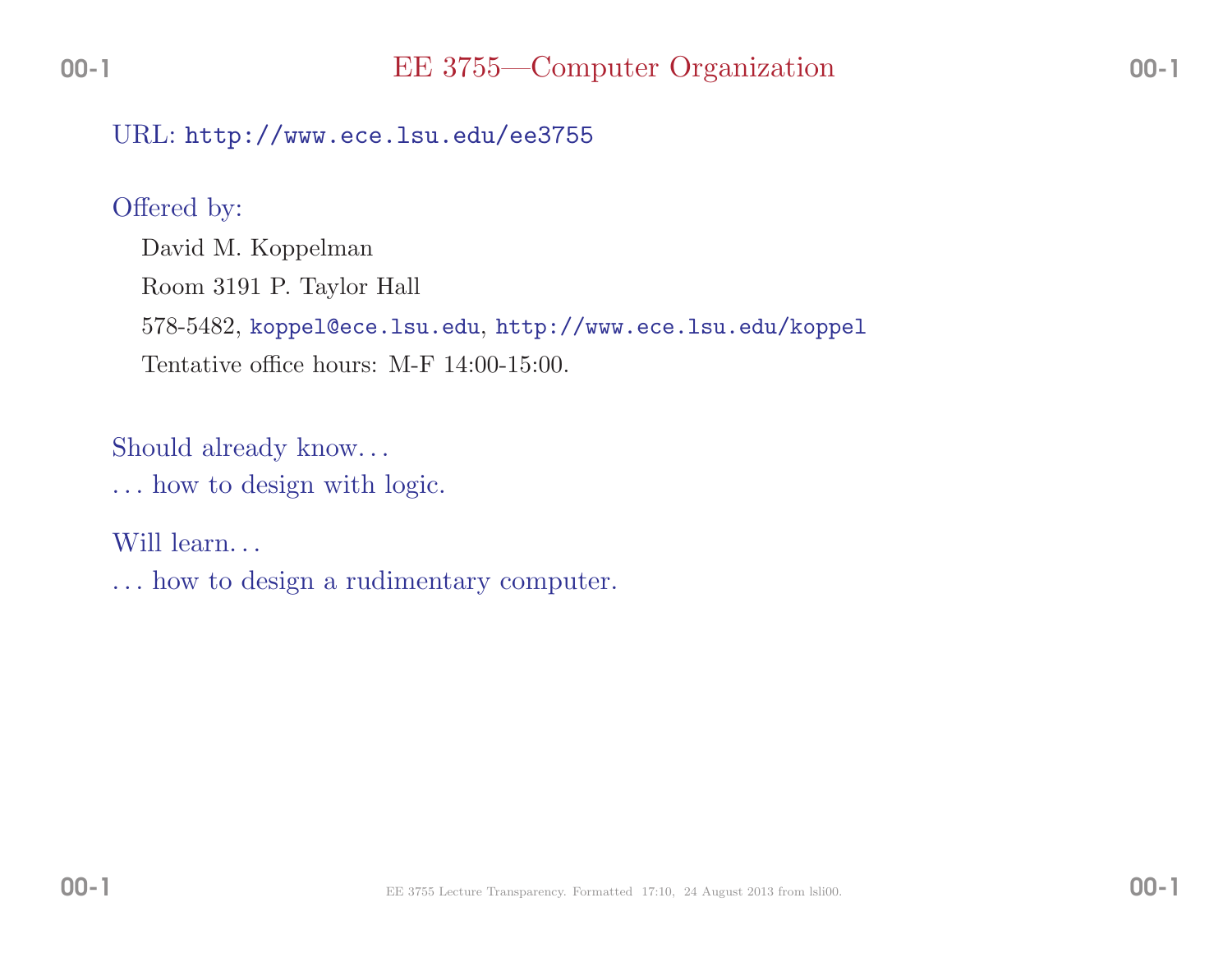# EE 3755—Computer Organization

URL: http://www.ece.lsu.edu/ee3755

Offered by:

David M. Koppelman

Room 3191 P. Taylor Hall

578-5482, koppel@ece.lsu.edu, http://www.ece.lsu.edu/koppel

Tentative office hours: M-F 14:00-15:00.

Should already know…

… how to design with logic.

Will learn…

… how to design a rudimentary computer.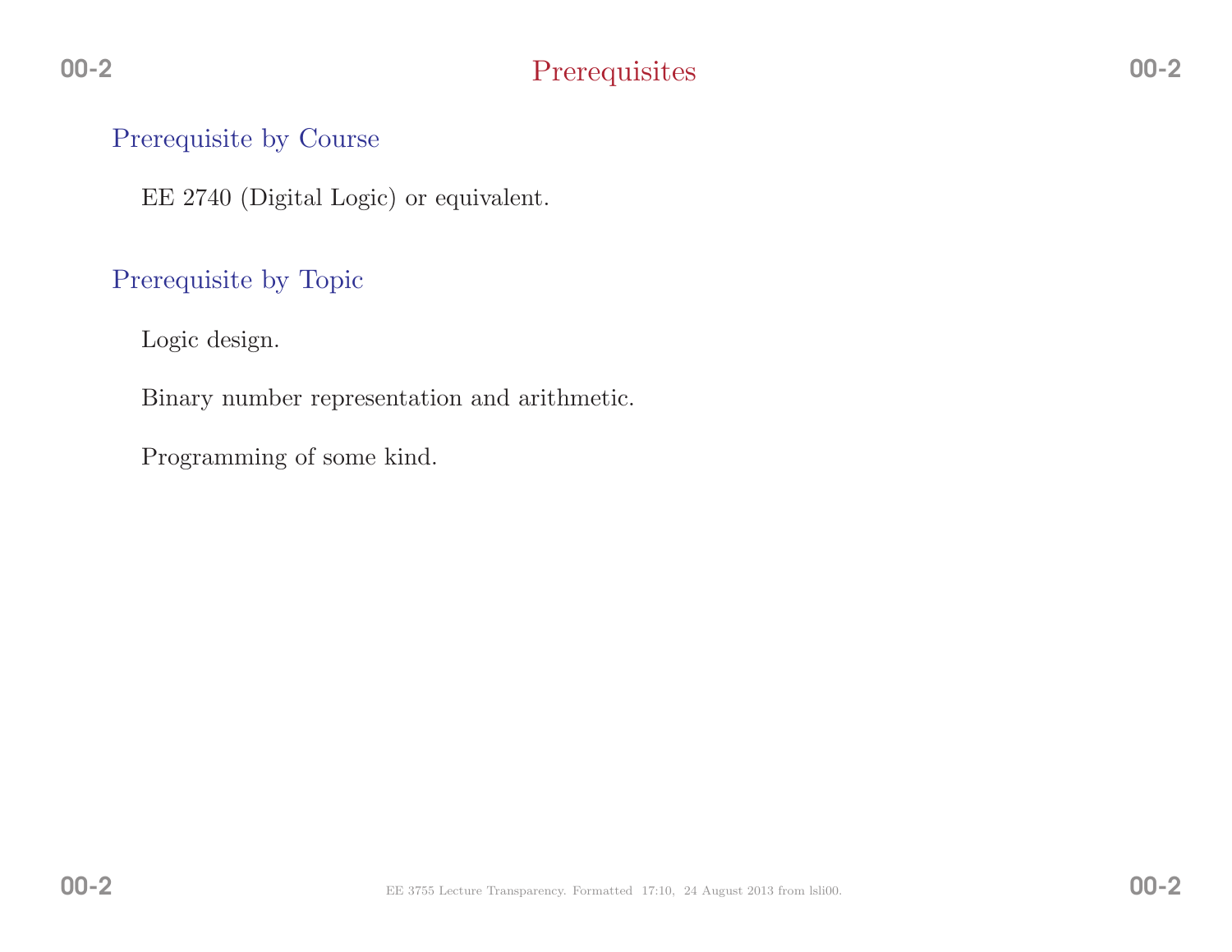# Prerequisites

## Prerequisite by Course

EE 2740 (Digital Logic) or equivalent.

## Prerequisite by Topic

Logic design.

Binary number representation and arithmetic.

Programming of some kind.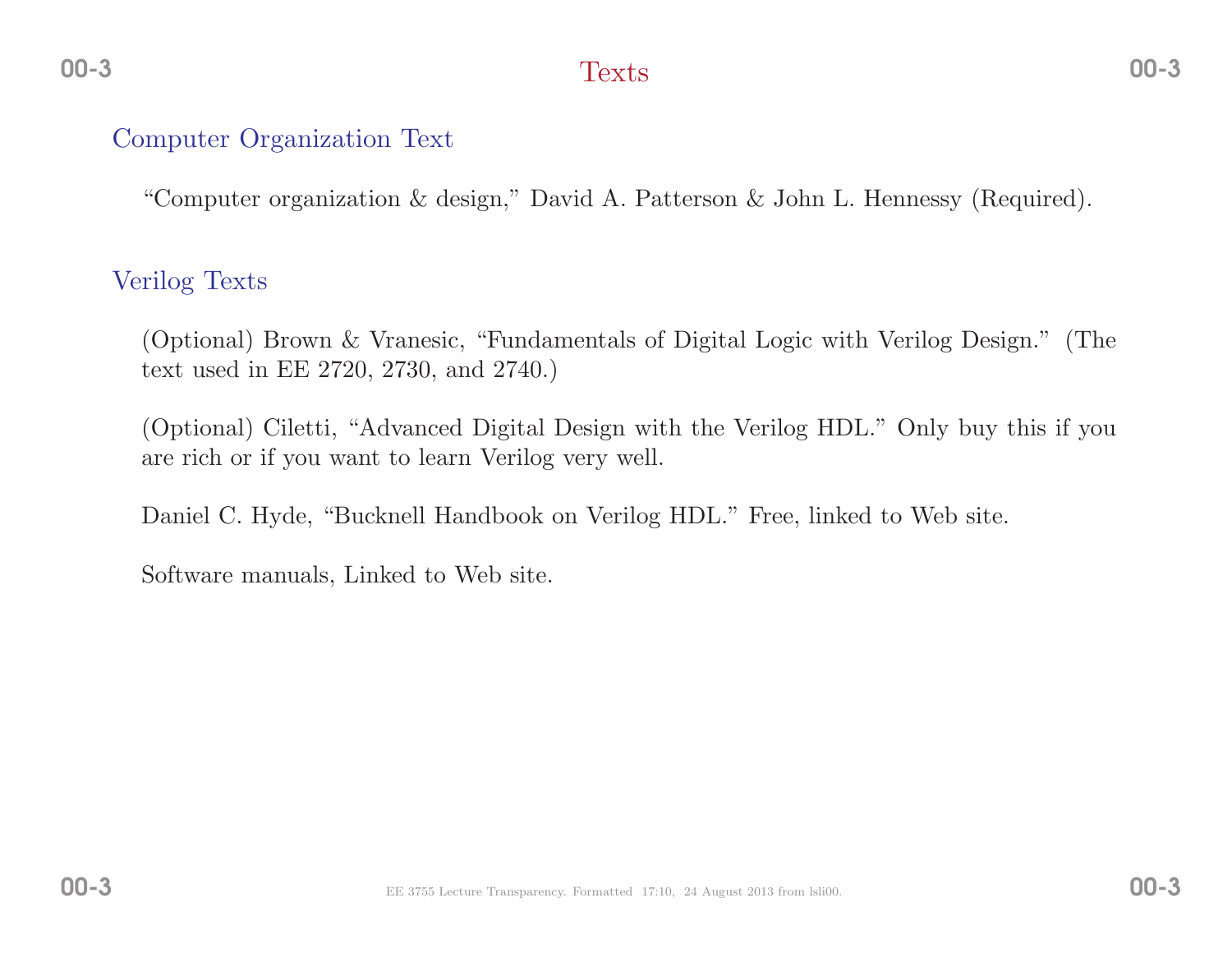# Texts

## Computer Organization Text

"Computer organization & design," David A. Patterson & John L. Hennessy (Required).

## Verilog Texts

(Optional) Brown & Vranesic, "Fundamentals of Digital Logic with Verilog Design." (The text used in EE 2720, 2730, and 2740.)

(Optional) Ciletti, "Advanced Digital Design with the Verilog HDL." Only buy this if you are rich or if you want to learn Verilog very well.

Daniel C. Hyde, "Bucknell Handbook on Verilog HDL." Free, linked to Web site.

Software manuals, Linked to Web site.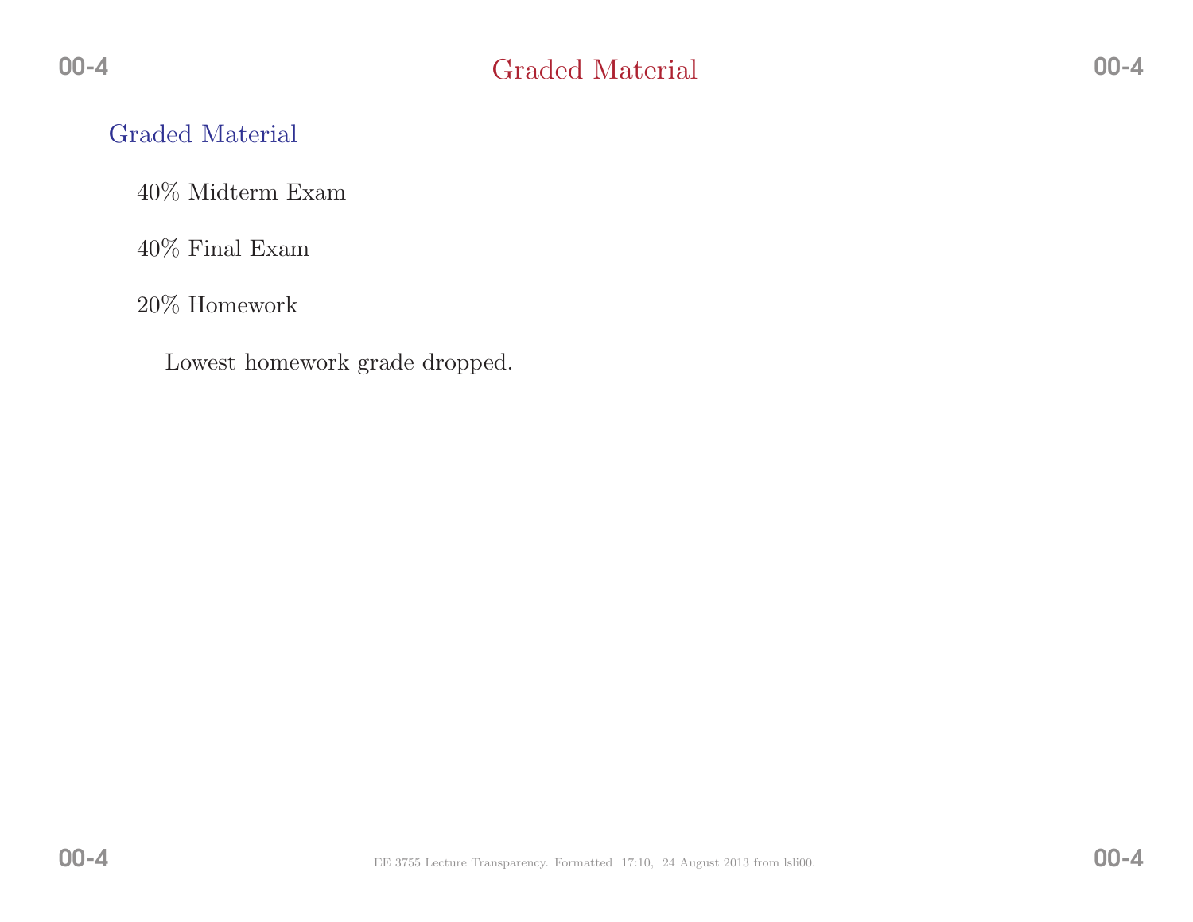# Graded Material

## Graded Material

40% Midterm Exam

40% Final Exam

20% Homework

Lowest homework grade dropped.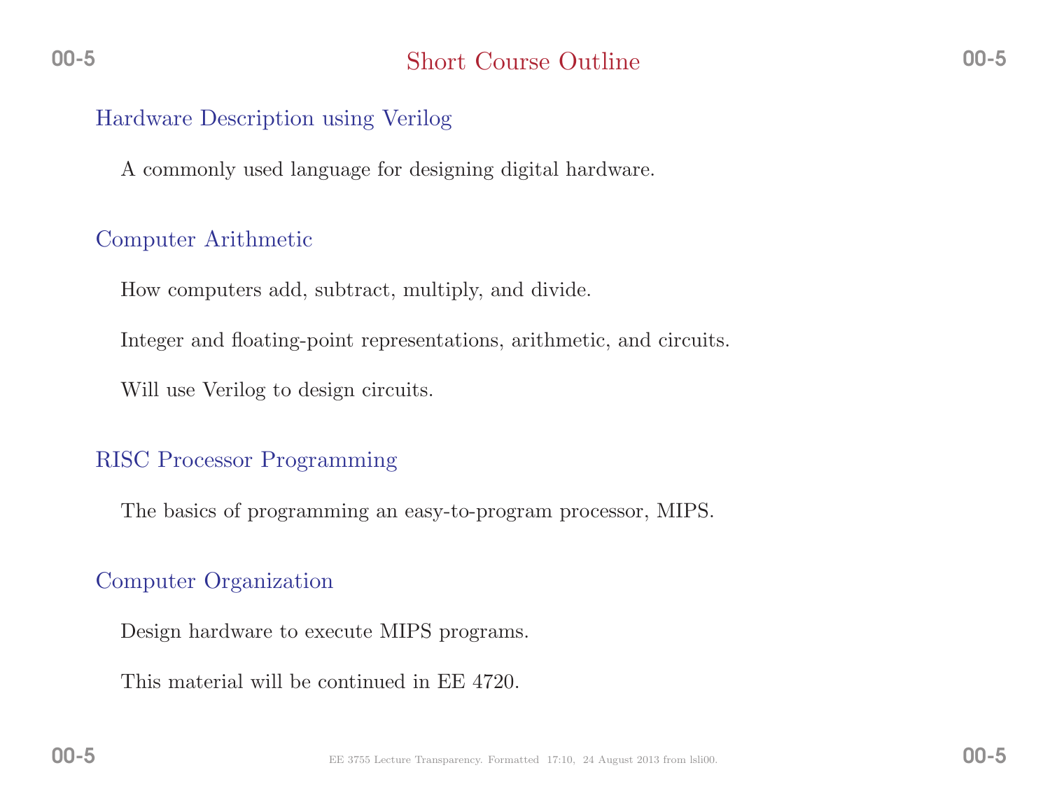# Short Course Outline

## Hardware Description using Verilog

A commonly used language for designing digital hardware.

## Computer Arithmetic

How computers add, subtract, multiply, and divide.

Integer and floating-point representations, arithmetic, and circuits.

Will use Verilog to design circuits.

## RISC Processor Programming

The basics of programming an easy-to-program processor, MIPS.

## Computer Organization

Design hardware to execute MIPS programs.

This material will be continued in EE 4720.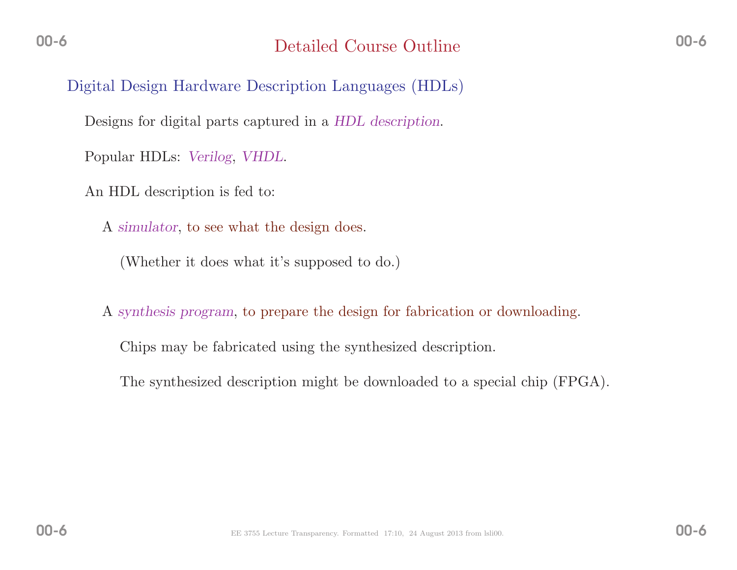# Detailed Course Outline

## Digital Design Hardware Description Languages (HDLs)

Designs for digital parts captured in a *HDL description*.

Popular HDLs: *Verilog*, *VHDL*.

An HDL description is fed to:

- A *simulator*, to see what the design does.

  (Whether it does what it's supposed to do.)

- A *synthesis program*, to prepare the design for fabrication or downloading.

  Chips may be fabricated using the synthesized description.

  The synthesized description might be downloaded to a special chip (FPGA).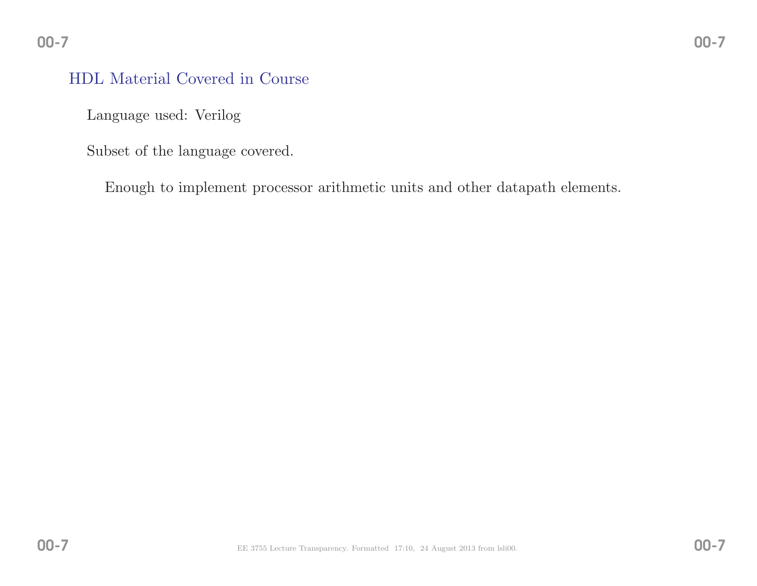## HDL Material Covered in Course

Language used: Verilog

Subset of the language covered.

Enough to implement processor arithmetic units and other datapath elements.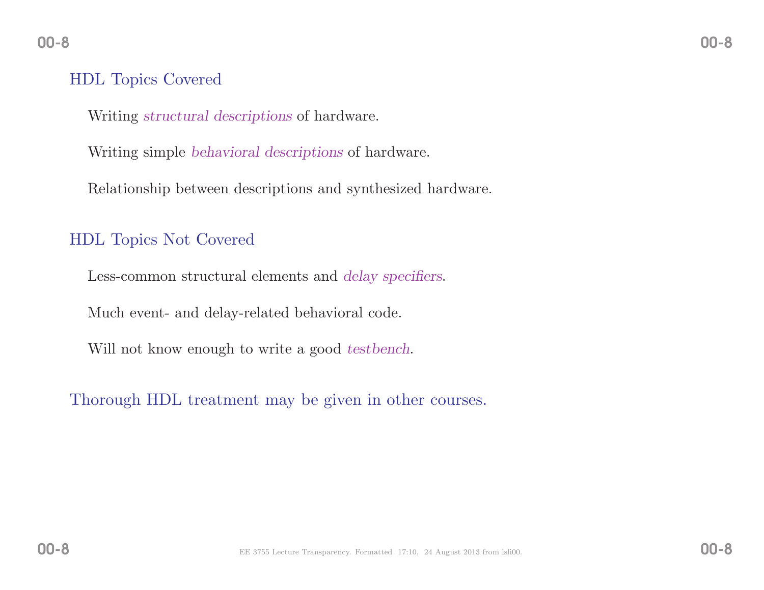## HDL Topics Covered

Writing *structural descriptions* of hardware.

Writing simple *behavioral descriptions* of hardware.

Relationship between descriptions and synthesized hardware.

## HDL Topics Not Covered

Less-common structural elements and *delay specifiers*.

Much event- and delay-related behavioral code.

Will not know enough to write a good *testbench*.

## Thorough HDL treatment may be given in other courses.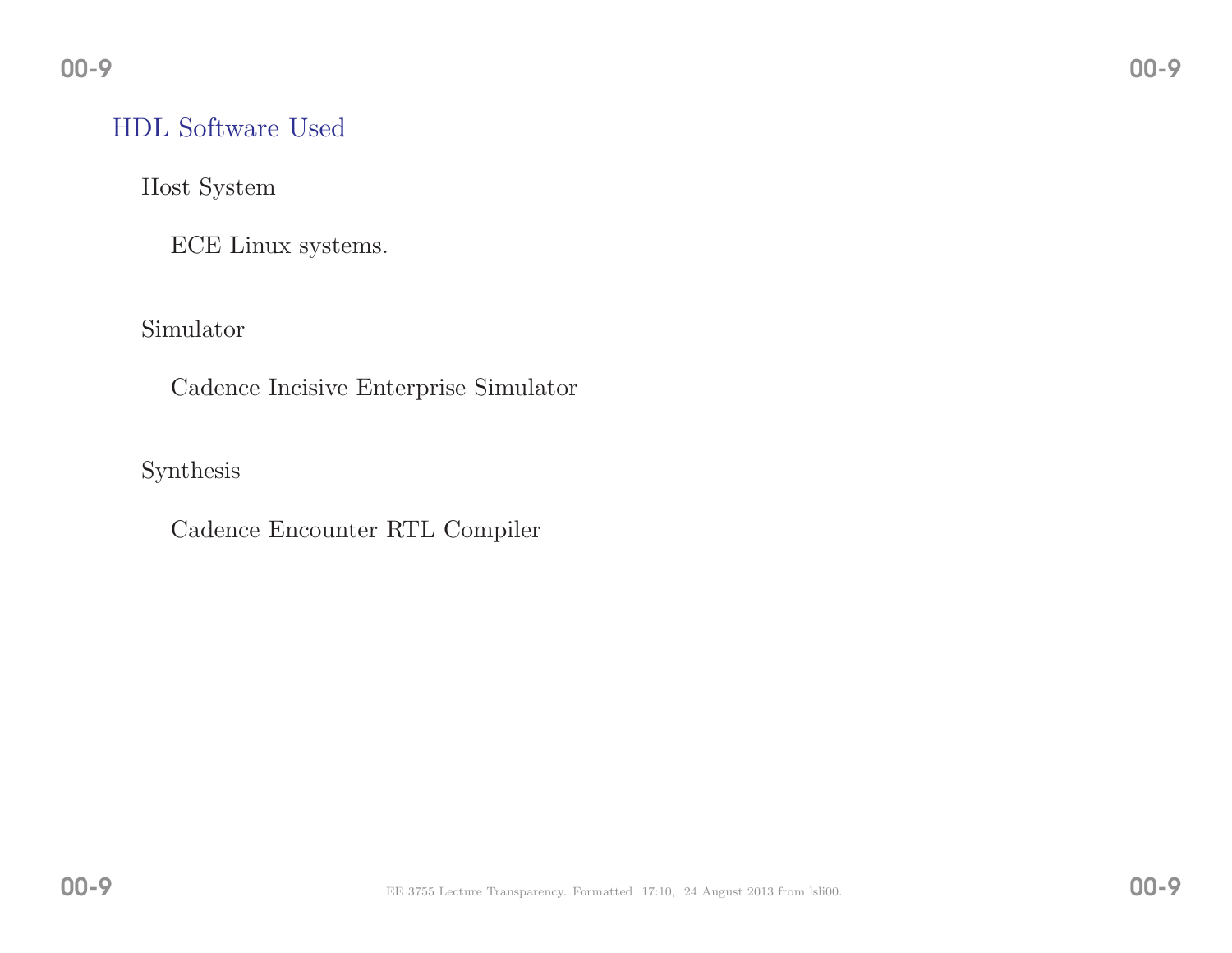## HDL Software Used

### Host System

ECE Linux systems.

### Simulator

Cadence Incisive Enterprise Simulator

### Synthesis

Cadence Encounter RTL Compiler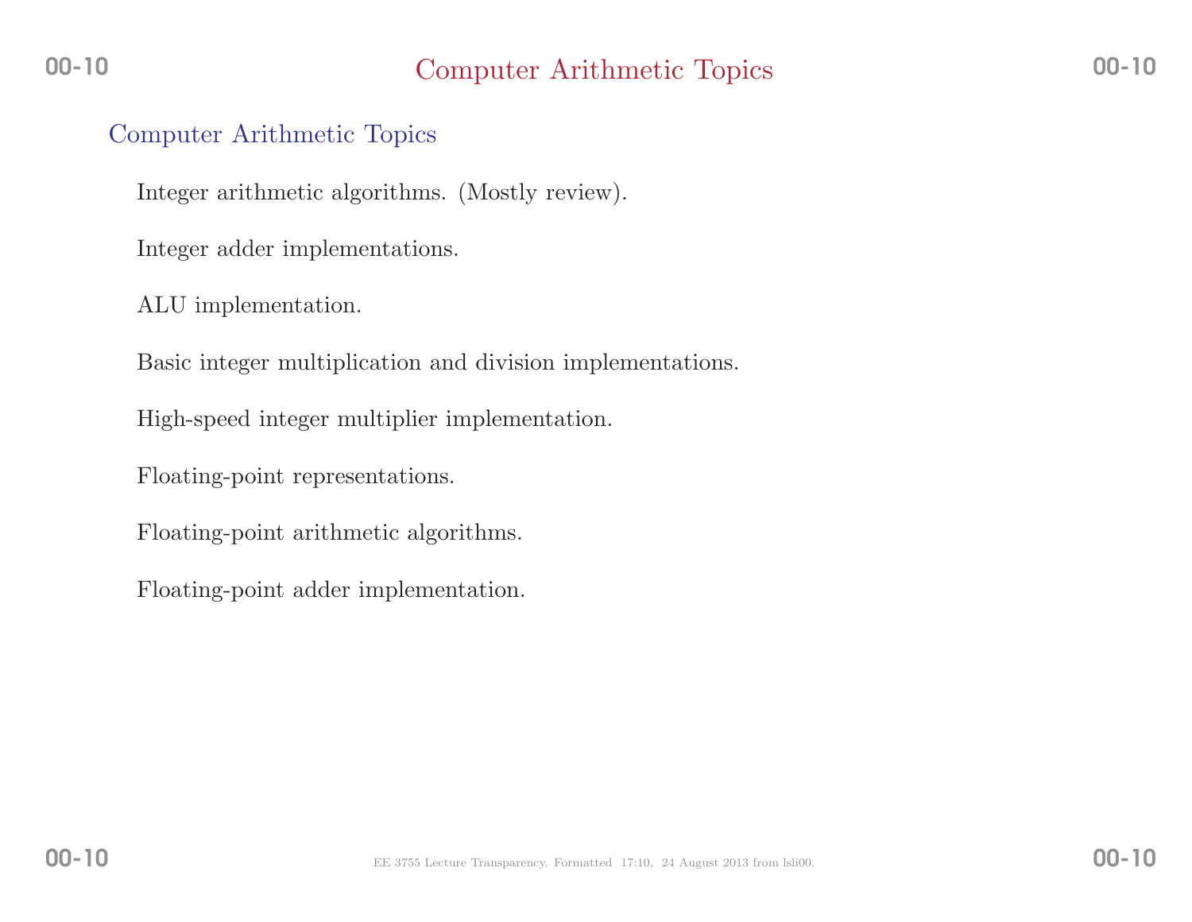# Computer Arithmetic Topics

## Computer Arithmetic Topics

Integer arithmetic algorithms. (Mostly review).

Integer adder implementations.

ALU implementation.

Basic integer multiplication and division implementations.

High-speed integer multiplier implementation.

Floating-point representations.

Floating-point arithmetic algorithms.

Floating-point adder implementation.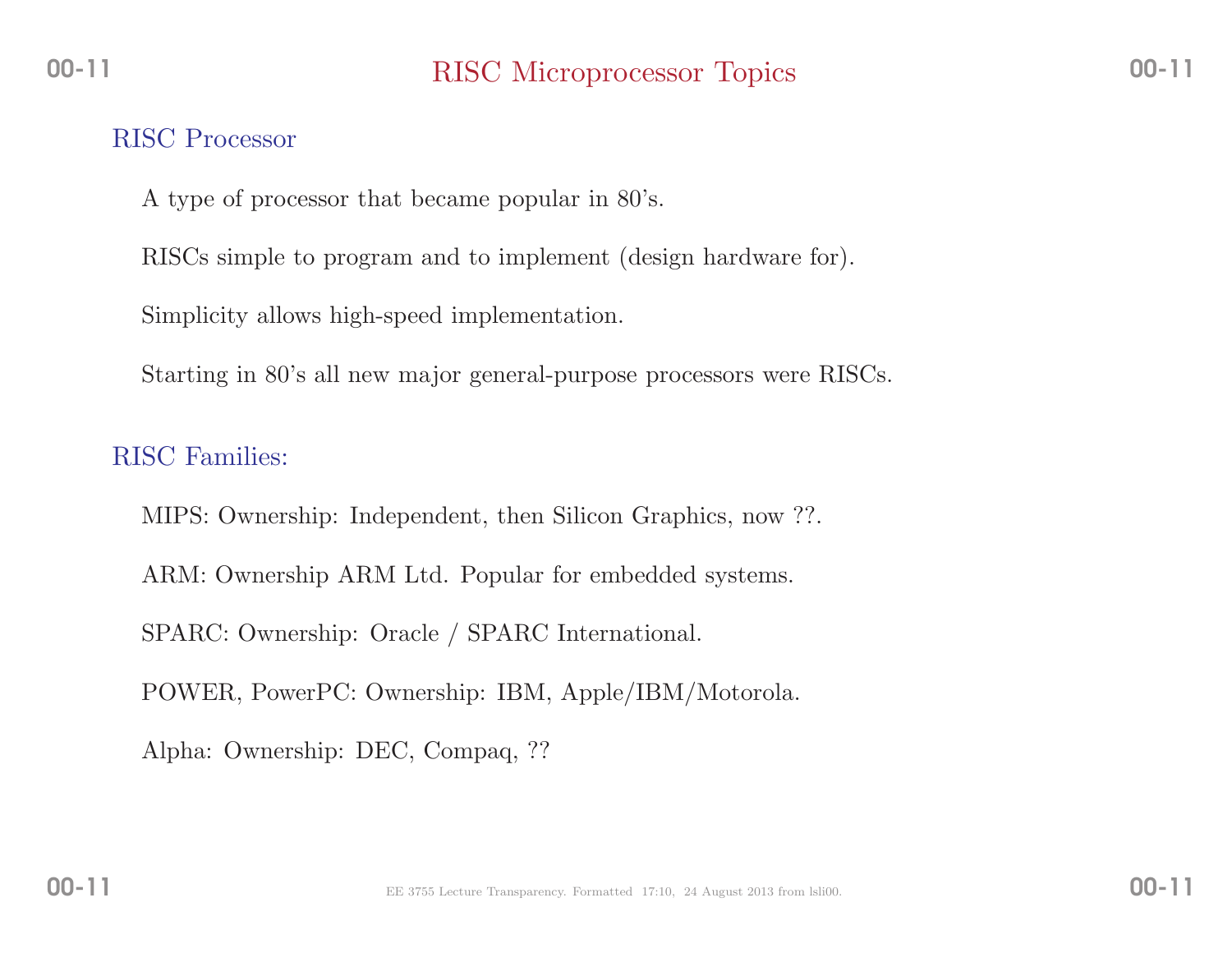# RISC Microprocessor Topics

## RISC Processor

A type of processor that became popular in 80's.

RISCs simple to program and to implement (design hardware for).

Simplicity allows high-speed implementation.

Starting in 80's all new major general-purpose processors were RISCs.

## RISC Families:

MIPS: Ownership: Independent, then Silicon Graphics, now ??.

ARM: Ownership ARM Ltd. Popular for embedded systems.

SPARC: Ownership: Oracle / SPARC International.

POWER, PowerPC: Ownership: IBM, Apple/IBM/Motorola.

Alpha: Ownership: DEC, Compaq, ??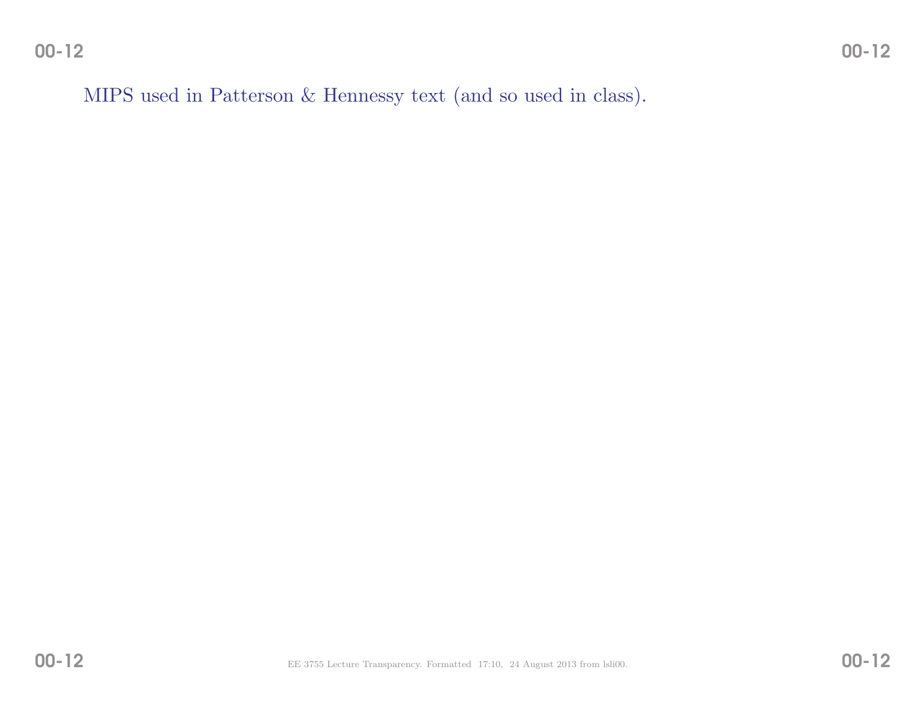MIPS used in Patterson & Hennessy text (and so used in class).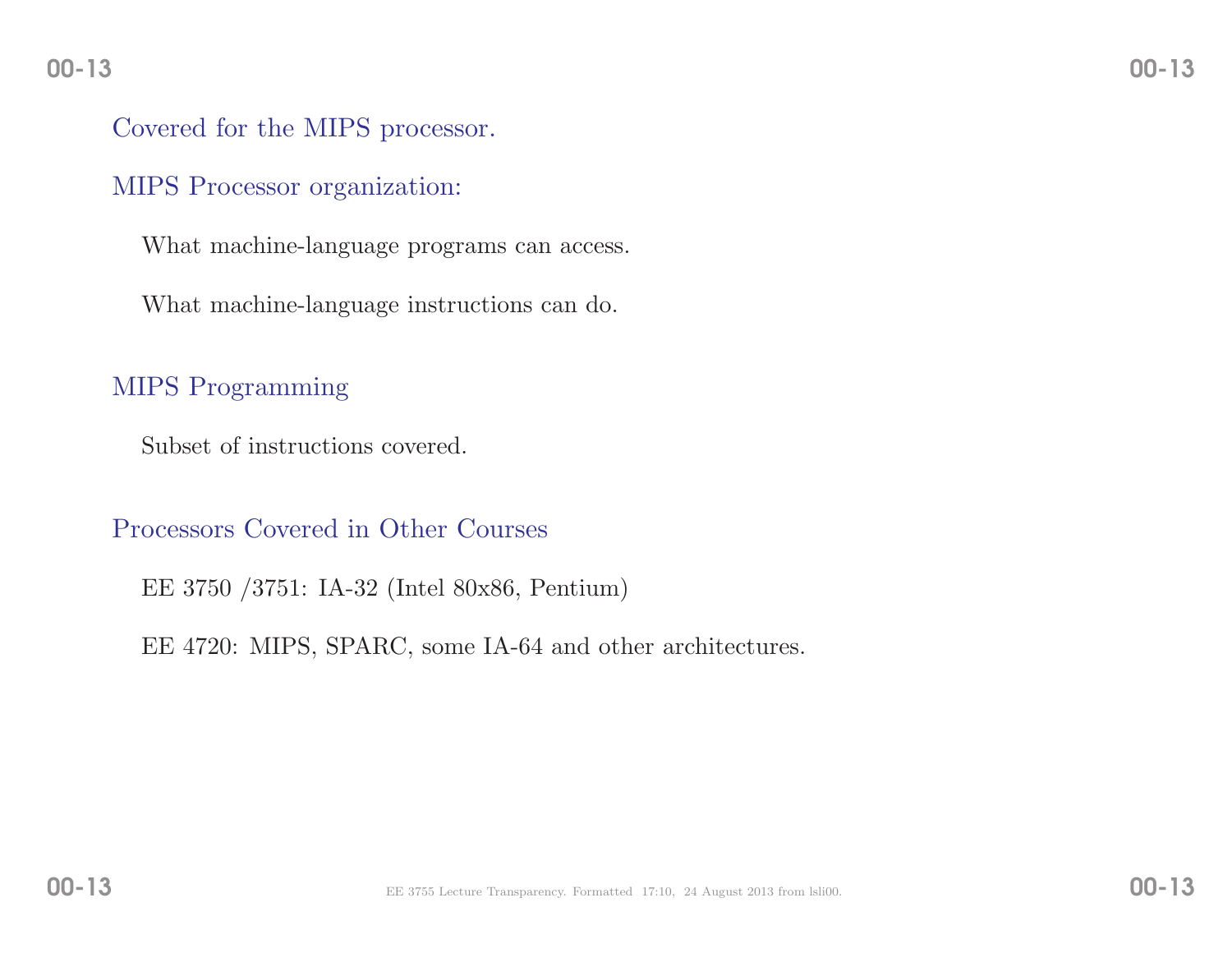## Covered for the MIPS processor.

## MIPS Processor organization:

What machine-language programs can access.

What machine-language instructions can do.

## MIPS Programming

Subset of instructions covered.

## Processors Covered in Other Courses

EE 3750 /3751: IA-32 (Intel 80x86, Pentium)

EE 4720: MIPS, SPARC, some IA-64 and other architectures.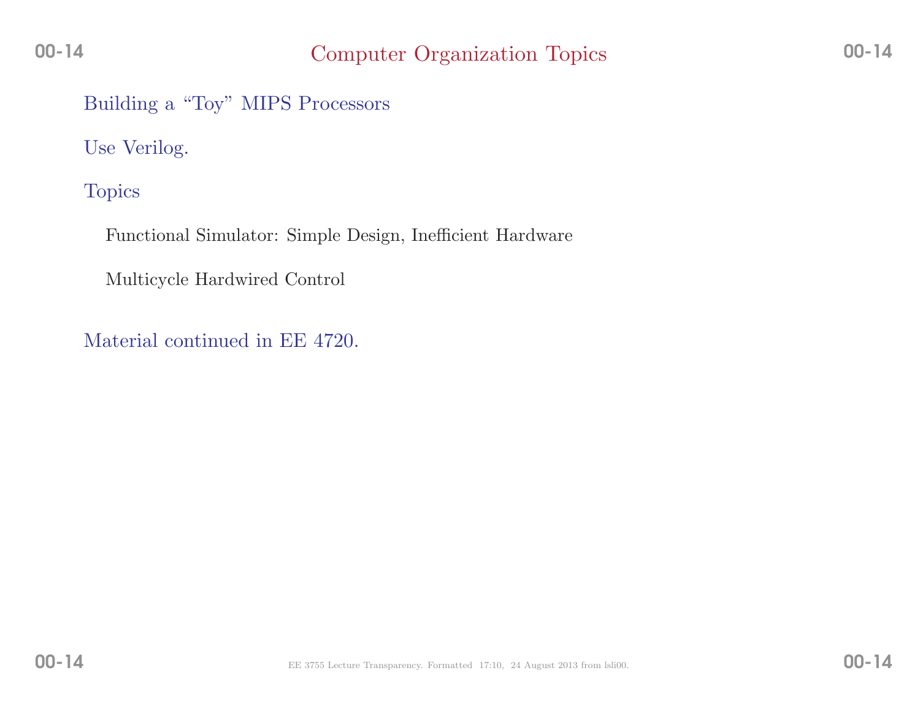# Computer Organization Topics

Building a “Toy” MIPS Processors

Use Verilog.

Topics

- Functional Simulator: Simple Design, Inefficient Hardware
- Multicycle Hardwired Control

Material continued in EE 4720.